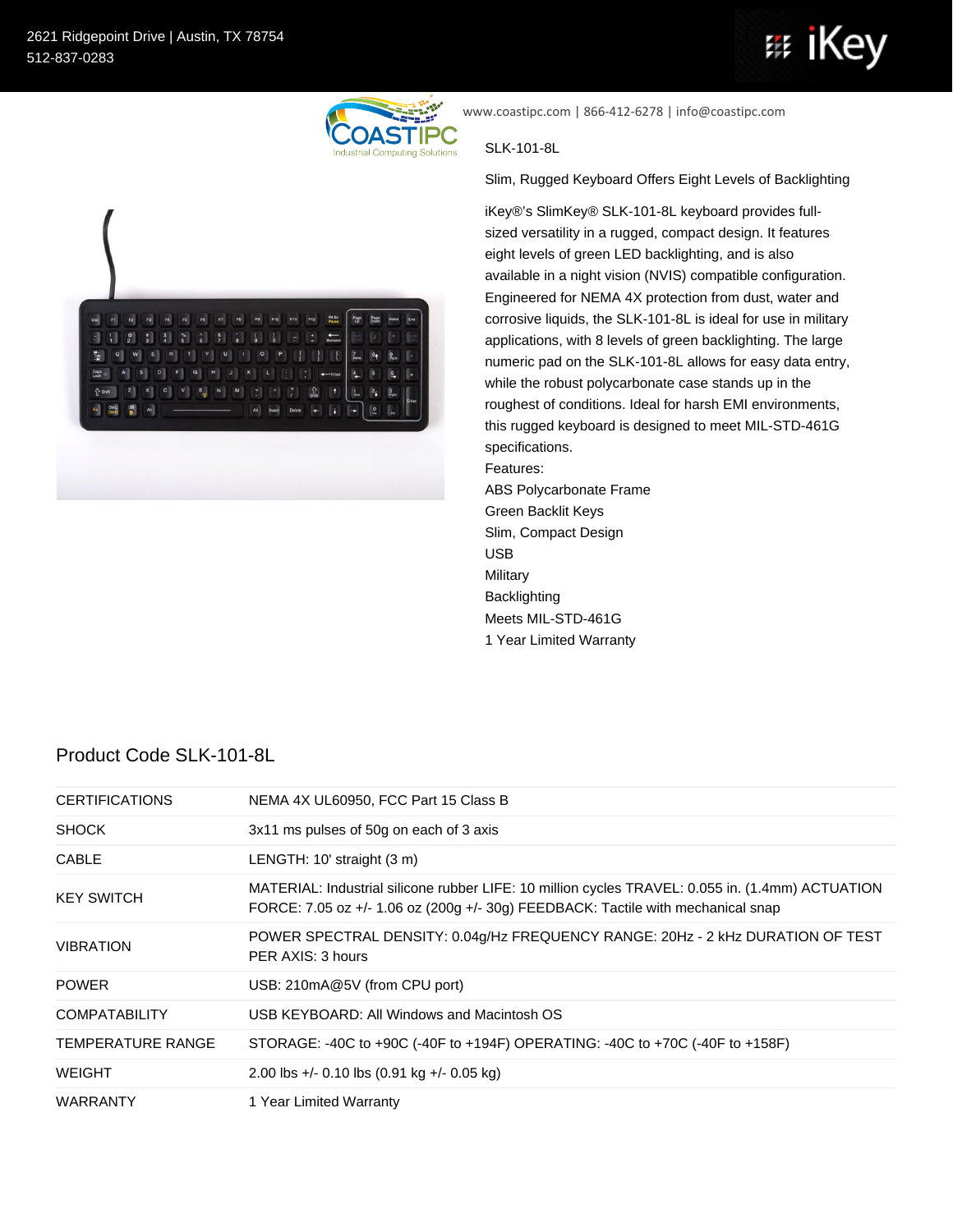2621 Ridgepoint Drive | Austin, TX 78754
512-837-0283

www.coastipc.com | 866-412-6278 | info@coastipc.com

SLK-101-8L

Slim, Rugged Keyboard Offers Eight Levels of Backlighting

iKey®'s SlimKey® SLK-101-8L keyboard provides full-sized versatility in a rugged, compact design. It features eight levels of green LED backlighting, and is also available in a night vision (NVIS) compatible configuration. Engineered for NEMA 4X protection from dust, water and corrosive liquids, the SLK-101-8L is ideal for use in military applications, with 8 levels of green backlighting. The large numeric pad on the SLK-101-8L allows for easy data entry, while the robust polycarbonate case stands up in the roughest of conditions. Ideal for harsh EMI environments, this rugged keyboard is designed to meet MIL-STD-461G specifications.

Features:

- ABS Polycarbonate Frame
- Green Backlit Keys
- Slim, Compact Design
- USB
- Military
- Backlighting
- Meets MIL-STD-461G
- 1 Year Limited Warranty

## Product Code SLK-101-8L

| | |
|---|---|
| CERTIFICATIONS | NEMA 4X UL60950, FCC Part 15 Class B |
| SHOCK | 3x11 ms pulses of 50g on each of 3 axis |
| CABLE | LENGTH: 10' straight (3 m) |
| KEY SWITCH | MATERIAL: Industrial silicone rubber LIFE: 10 million cycles TRAVEL: 0.055 in. (1.4mm) ACTUATION FORCE: 7.05 oz +/- 1.06 oz (200g +/- 30g) FEEDBACK: Tactile with mechanical snap |
| VIBRATION | POWER SPECTRAL DENSITY: 0.04g/Hz FREQUENCY RANGE: 20Hz - 2 kHz DURATION OF TEST PER AXIS: 3 hours |
| POWER | USB: 210mA@5V (from CPU port) |
| COMPATABILITY | USB KEYBOARD: All Windows and Macintosh OS |
| TEMPERATURE RANGE | STORAGE: -40C to +90C (-40F to +194F) OPERATING: -40C to +70C (-40F to +158F) |
| WEIGHT | 2.00 lbs +/- 0.10 lbs (0.91 kg +/- 0.05 kg) |
| WARRANTY | 1 Year Limited Warranty |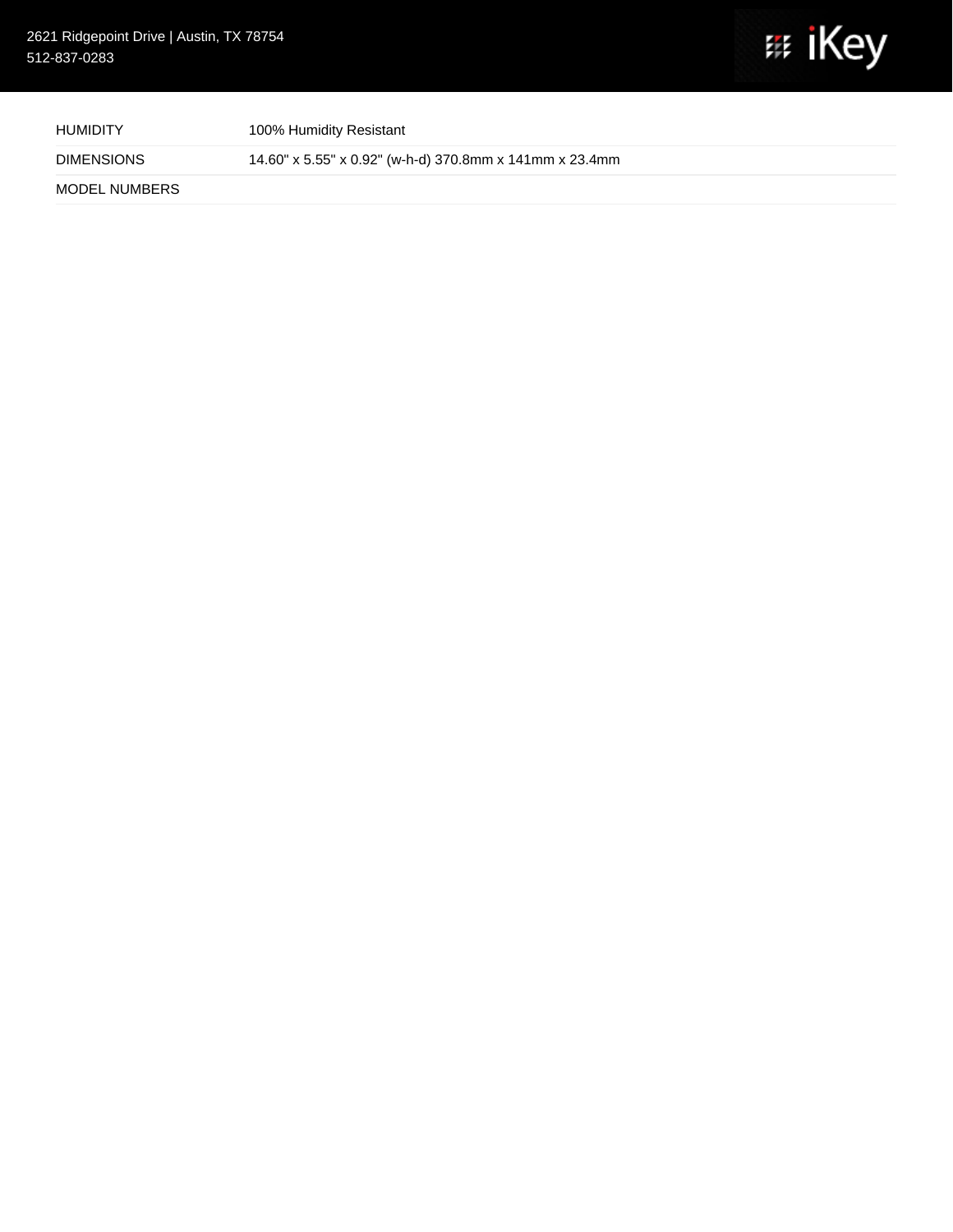| | |
|---|---|
| HUMIDITY | 100% Humidity Resistant |
| DIMENSIONS | 14.60" x 5.55" x 0.92" (w-h-d) 370.8mm x 141mm x 23.4mm |
| MODEL NUMBERS | |